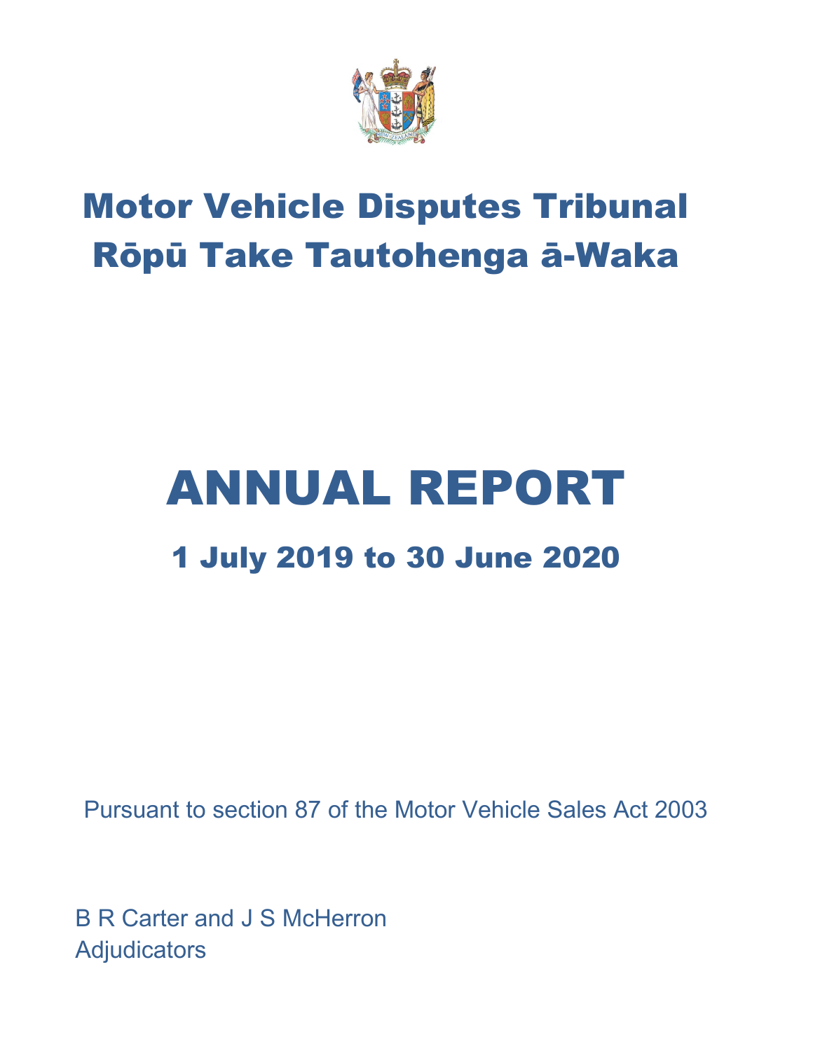# Motor Vehicle Disputes Tribunal
# Rōpū Take Tautohenga ā-Waka

# ANNUAL REPORT

## 1 July 2019 to 30 June 2020

Pursuant to section 87 of the Motor Vehicle Sales Act 2003

B R Carter and J S McHerron
Adjudicators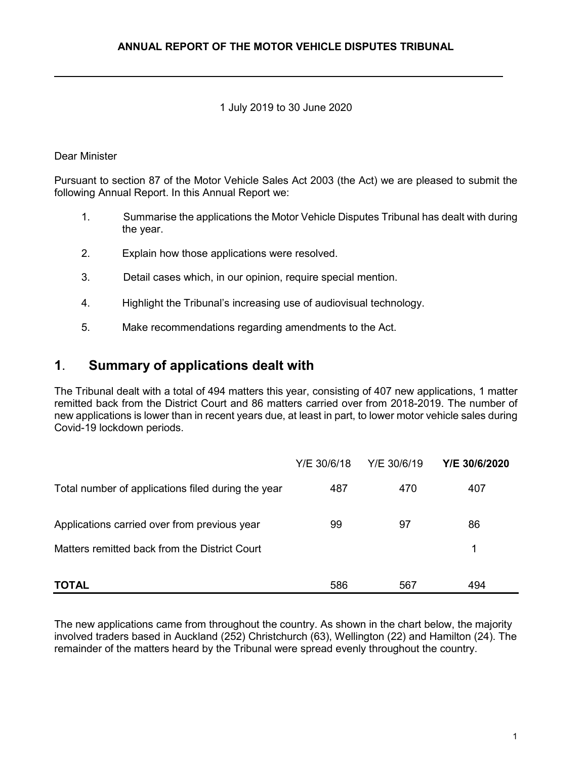**ANNUAL REPORT OF THE MOTOR VEHICLE DISPUTES TRIBUNAL**

1 July 2019 to 30 June 2020

Dear Minister

Pursuant to section 87 of the Motor Vehicle Sales Act 2003 (the Act) we are pleased to submit the following Annual Report. In this Annual Report we:

1. Summarise the applications the Motor Vehicle Disputes Tribunal has dealt with during the year.
2. Explain how those applications were resolved.
3. Detail cases which, in our opinion, require special mention.
4. Highlight the Tribunal's increasing use of audiovisual technology.
5. Make recommendations regarding amendments to the Act.

## 1. Summary of applications dealt with

The Tribunal dealt with a total of 494 matters this year, consisting of 407 new applications, 1 matter remitted back from the District Court and 86 matters carried over from 2018-2019. The number of new applications is lower than in recent years due, at least in part, to lower motor vehicle sales during Covid-19 lockdown periods.

| | Y/E 30/6/18 | Y/E 30/6/19 | **Y/E 30/6/2020** |
|---|---|---|---|
| Total number of applications filed during the year | 487 | 470 | 407 |
| Applications carried over from previous year | 99 | 97 | 86 |
| Matters remitted back from the District Court | | | 1 |
| **TOTAL** | 586 | 567 | 494 |

The new applications came from throughout the country. As shown in the chart below, the majority involved traders based in Auckland (252) Christchurch (63), Wellington (22) and Hamilton (24). The remainder of the matters heard by the Tribunal were spread evenly throughout the country.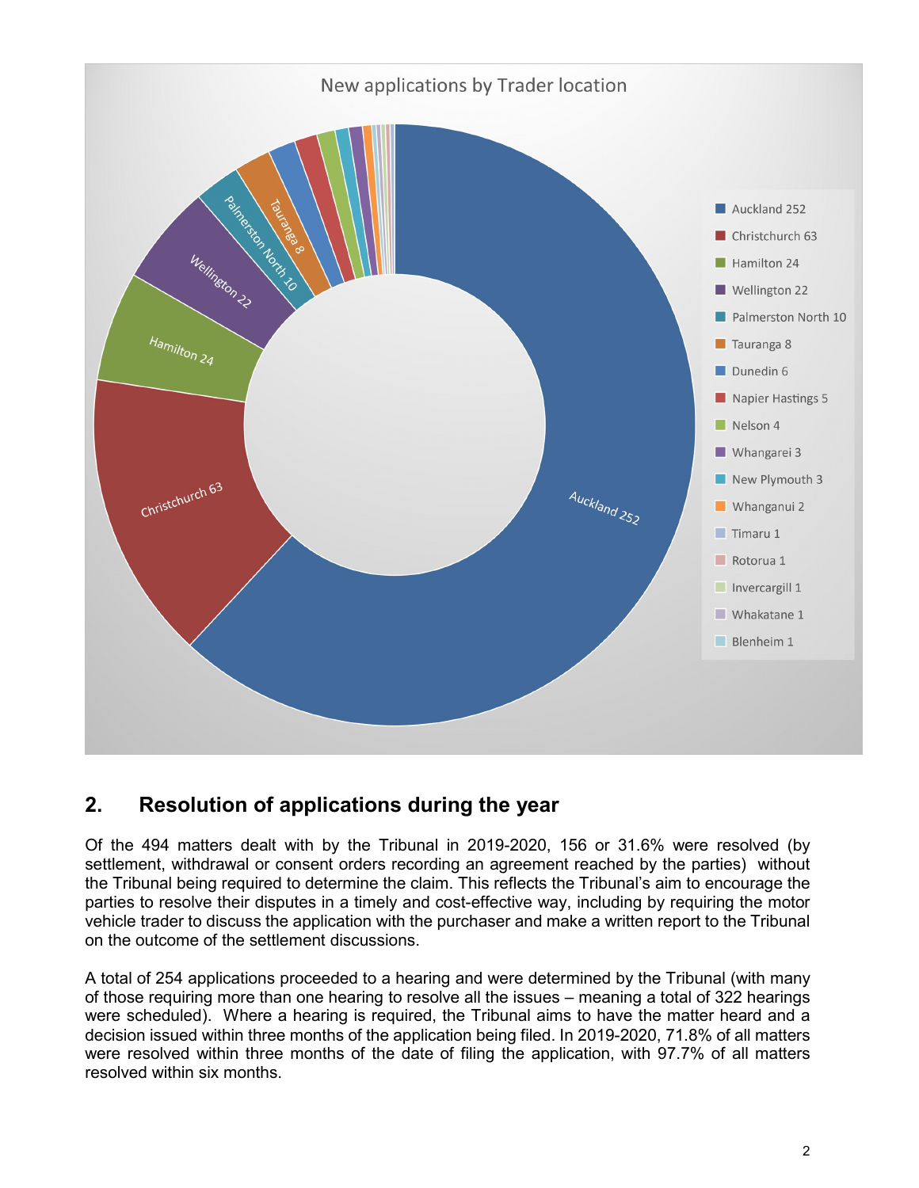New applications by Trader location

| Location | Applications |
| --- | --- |
| Auckland | 252 |
| Christchurch | 63 |
| Hamilton | 24 |
| Wellington | 22 |
| Palmerston North | 10 |
| Tauranga | 8 |
| Dunedin | 6 |
| Napier Hastings | 5 |
| Nelson | 4 |
| Whangarei | 3 |
| New Plymouth | 3 |
| Whanganui | 2 |
| Timaru | 1 |
| Rotorua | 1 |
| Invercargill | 1 |
| Whakatane | 1 |
| Blenheim | 1 |

## 2. Resolution of applications during the year

Of the 494 matters dealt with by the Tribunal in 2019-2020, 156 or 31.6% were resolved (by settlement, withdrawal or consent orders recording an agreement reached by the parties) without the Tribunal being required to determine the claim. This reflects the Tribunal's aim to encourage the parties to resolve their disputes in a timely and cost-effective way, including by requiring the motor vehicle trader to discuss the application with the purchaser and make a written report to the Tribunal on the outcome of the settlement discussions.

A total of 254 applications proceeded to a hearing and were determined by the Tribunal (with many of those requiring more than one hearing to resolve all the issues – meaning a total of 322 hearings were scheduled). Where a hearing is required, the Tribunal aims to have the matter heard and a decision issued within three months of the application being filed. In 2019-2020, 71.8% of all matters were resolved within three months of the date of filing the application, with 97.7% of all matters resolved within six months.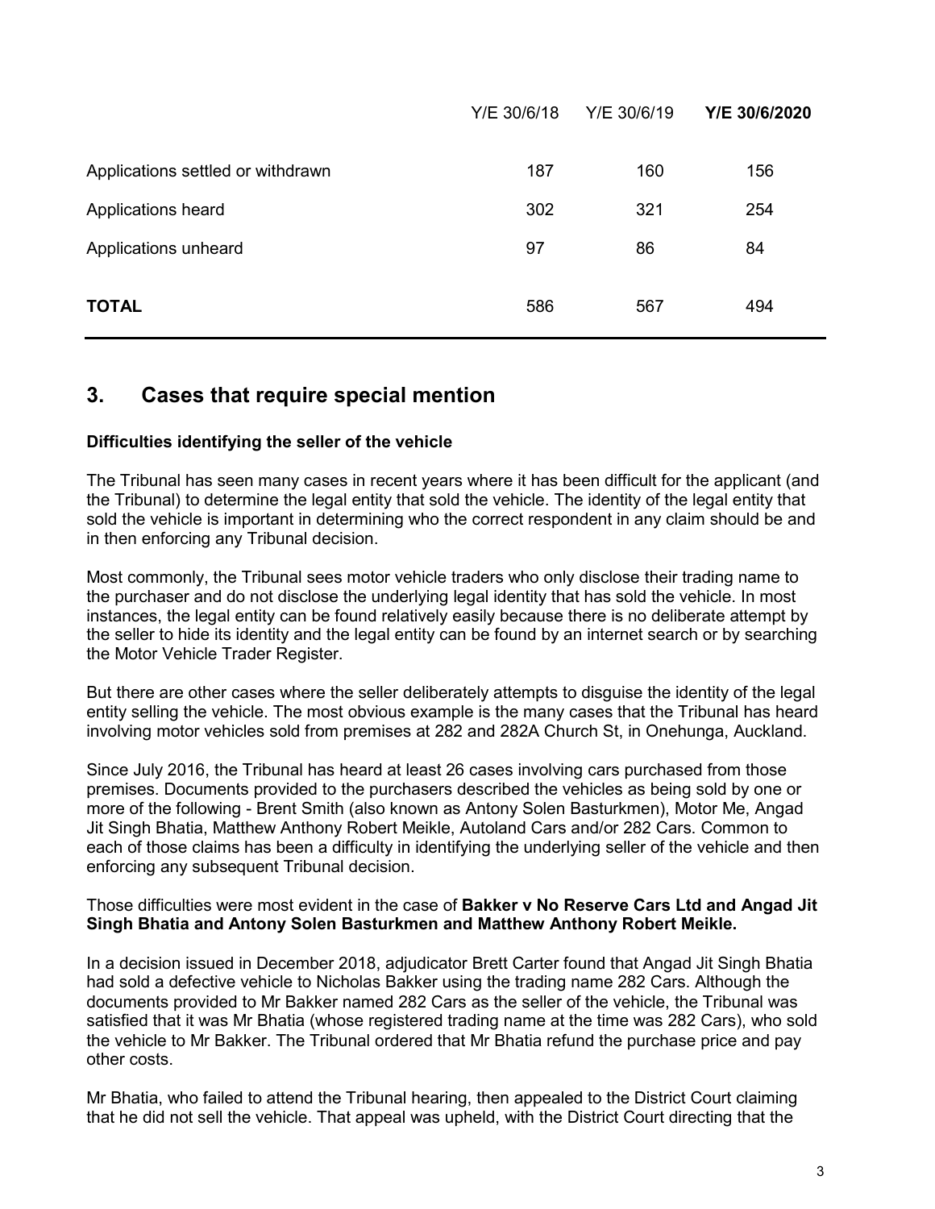| | Y/E 30/6/18 | Y/E 30/6/19 | **Y/E 30/6/2020** |
|---|---|---|---|
| Applications settled or withdrawn | 187 | 160 | 156 |
| Applications heard | 302 | 321 | 254 |
| Applications unheard | 97 | 86 | 84 |
| **TOTAL** | 586 | 567 | 494 |

## 3. Cases that require special mention

**Difficulties identifying the seller of the vehicle**

The Tribunal has seen many cases in recent years where it has been difficult for the applicant (and the Tribunal) to determine the legal entity that sold the vehicle. The identity of the legal entity that sold the vehicle is important in determining who the correct respondent in any claim should be and in then enforcing any Tribunal decision.

Most commonly, the Tribunal sees motor vehicle traders who only disclose their trading name to the purchaser and do not disclose the underlying legal identity that has sold the vehicle. In most instances, the legal entity can be found relatively easily because there is no deliberate attempt by the seller to hide its identity and the legal entity can be found by an internet search or by searching the Motor Vehicle Trader Register.

But there are other cases where the seller deliberately attempts to disguise the identity of the legal entity selling the vehicle. The most obvious example is the many cases that the Tribunal has heard involving motor vehicles sold from premises at 282 and 282A Church St, in Onehunga, Auckland.

Since July 2016, the Tribunal has heard at least 26 cases involving cars purchased from those premises. Documents provided to the purchasers described the vehicles as being sold by one or more of the following - Brent Smith (also known as Antony Solen Basturkmen), Motor Me, Angad Jit Singh Bhatia, Matthew Anthony Robert Meikle, Autoland Cars and/or 282 Cars. Common to each of those claims has been a difficulty in identifying the underlying seller of the vehicle and then enforcing any subsequent Tribunal decision.

Those difficulties were most evident in the case of **Bakker v No Reserve Cars Ltd and Angad Jit Singh Bhatia and Antony Solen Basturkmen and Matthew Anthony Robert Meikle.**

In a decision issued in December 2018, adjudicator Brett Carter found that Angad Jit Singh Bhatia had sold a defective vehicle to Nicholas Bakker using the trading name 282 Cars. Although the documents provided to Mr Bakker named 282 Cars as the seller of the vehicle, the Tribunal was satisfied that it was Mr Bhatia (whose registered trading name at the time was 282 Cars), who sold the vehicle to Mr Bakker. The Tribunal ordered that Mr Bhatia refund the purchase price and pay other costs.

Mr Bhatia, who failed to attend the Tribunal hearing, then appealed to the District Court claiming that he did not sell the vehicle. That appeal was upheld, with the District Court directing that the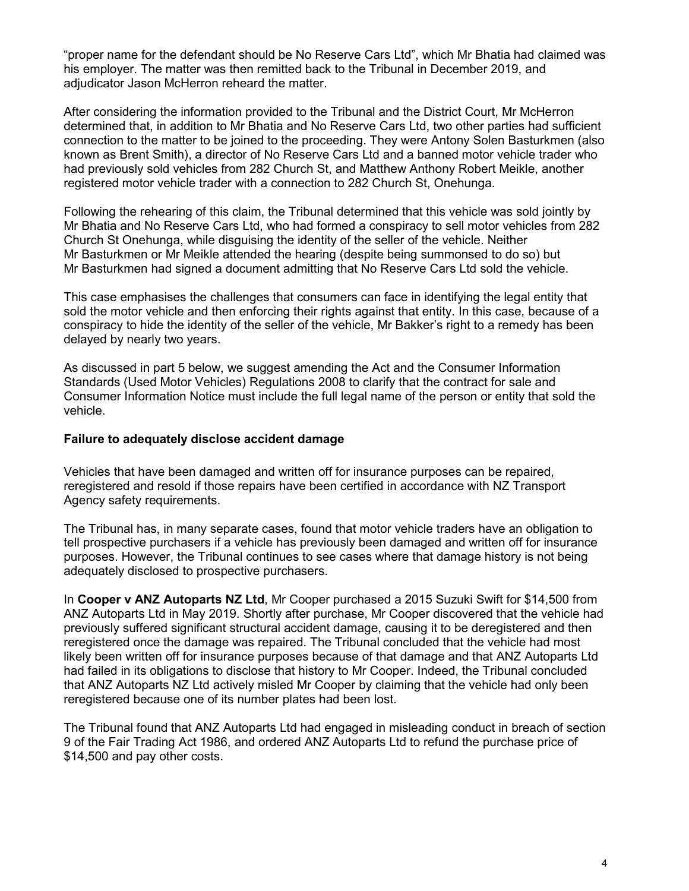"proper name for the defendant should be No Reserve Cars Ltd", which Mr Bhatia had claimed was his employer. The matter was then remitted back to the Tribunal in December 2019, and adjudicator Jason McHerron reheard the matter.

After considering the information provided to the Tribunal and the District Court, Mr McHerron determined that, in addition to Mr Bhatia and No Reserve Cars Ltd, two other parties had sufficient connection to the matter to be joined to the proceeding. They were Antony Solen Basturkmen (also known as Brent Smith), a director of No Reserve Cars Ltd and a banned motor vehicle trader who had previously sold vehicles from 282 Church St, and Matthew Anthony Robert Meikle, another registered motor vehicle trader with a connection to 282 Church St, Onehunga.

Following the rehearing of this claim, the Tribunal determined that this vehicle was sold jointly by Mr Bhatia and No Reserve Cars Ltd, who had formed a conspiracy to sell motor vehicles from 282 Church St Onehunga, while disguising the identity of the seller of the vehicle. Neither Mr Basturkmen or Mr Meikle attended the hearing (despite being summonsed to do so) but Mr Basturkmen had signed a document admitting that No Reserve Cars Ltd sold the vehicle.

This case emphasises the challenges that consumers can face in identifying the legal entity that sold the motor vehicle and then enforcing their rights against that entity. In this case, because of a conspiracy to hide the identity of the seller of the vehicle, Mr Bakker's right to a remedy has been delayed by nearly two years.

As discussed in part 5 below, we suggest amending the Act and the Consumer Information Standards (Used Motor Vehicles) Regulations 2008 to clarify that the contract for sale and Consumer Information Notice must include the full legal name of the person or entity that sold the vehicle.

**Failure to adequately disclose accident damage**

Vehicles that have been damaged and written off for insurance purposes can be repaired, reregistered and resold if those repairs have been certified in accordance with NZ Transport Agency safety requirements.

The Tribunal has, in many separate cases, found that motor vehicle traders have an obligation to tell prospective purchasers if a vehicle has previously been damaged and written off for insurance purposes. However, the Tribunal continues to see cases where that damage history is not being adequately disclosed to prospective purchasers.

In **Cooper v ANZ Autoparts NZ Ltd**, Mr Cooper purchased a 2015 Suzuki Swift for $14,500 from ANZ Autoparts Ltd in May 2019. Shortly after purchase, Mr Cooper discovered that the vehicle had previously suffered significant structural accident damage, causing it to be deregistered and then reregistered once the damage was repaired. The Tribunal concluded that the vehicle had most likely been written off for insurance purposes because of that damage and that ANZ Autoparts Ltd had failed in its obligations to disclose that history to Mr Cooper. Indeed, the Tribunal concluded that ANZ Autoparts NZ Ltd actively misled Mr Cooper by claiming that the vehicle had only been reregistered because one of its number plates had been lost.

The Tribunal found that ANZ Autoparts Ltd had engaged in misleading conduct in breach of section 9 of the Fair Trading Act 1986, and ordered ANZ Autoparts Ltd to refund the purchase price of $14,500 and pay other costs.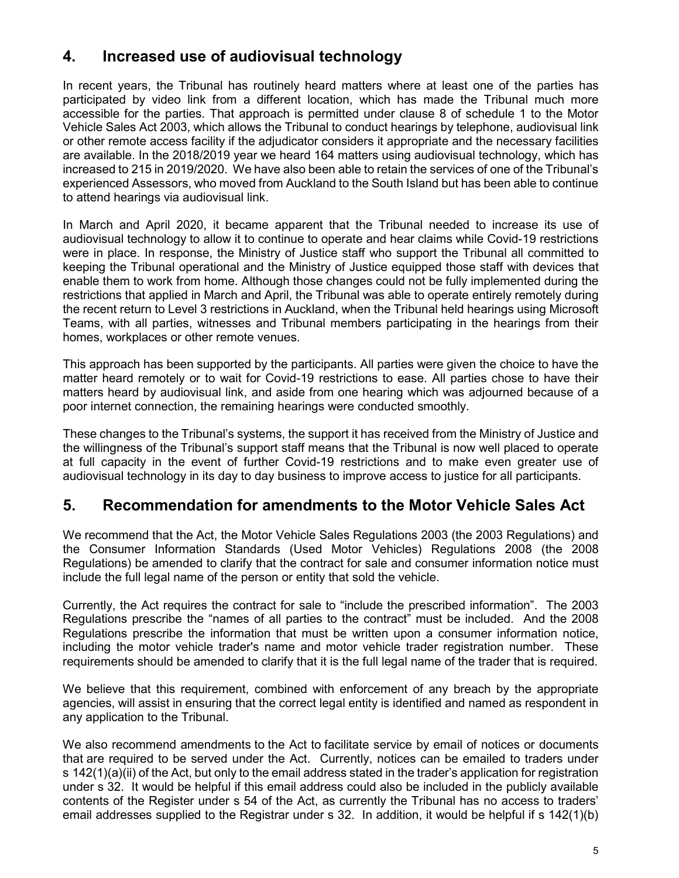## 4. Increased use of audiovisual technology

In recent years, the Tribunal has routinely heard matters where at least one of the parties has participated by video link from a different location, which has made the Tribunal much more accessible for the parties. That approach is permitted under clause 8 of schedule 1 to the Motor Vehicle Sales Act 2003, which allows the Tribunal to conduct hearings by telephone, audiovisual link or other remote access facility if the adjudicator considers it appropriate and the necessary facilities are available. In the 2018/2019 year we heard 164 matters using audiovisual technology, which has increased to 215 in 2019/2020. We have also been able to retain the services of one of the Tribunal's experienced Assessors, who moved from Auckland to the South Island but has been able to continue to attend hearings via audiovisual link.

In March and April 2020, it became apparent that the Tribunal needed to increase its use of audiovisual technology to allow it to continue to operate and hear claims while Covid-19 restrictions were in place. In response, the Ministry of Justice staff who support the Tribunal all committed to keeping the Tribunal operational and the Ministry of Justice equipped those staff with devices that enable them to work from home. Although those changes could not be fully implemented during the restrictions that applied in March and April, the Tribunal was able to operate entirely remotely during the recent return to Level 3 restrictions in Auckland, when the Tribunal held hearings using Microsoft Teams, with all parties, witnesses and Tribunal members participating in the hearings from their homes, workplaces or other remote venues.

This approach has been supported by the participants. All parties were given the choice to have the matter heard remotely or to wait for Covid-19 restrictions to ease. All parties chose to have their matters heard by audiovisual link, and aside from one hearing which was adjourned because of a poor internet connection, the remaining hearings were conducted smoothly.

These changes to the Tribunal's systems, the support it has received from the Ministry of Justice and the willingness of the Tribunal's support staff means that the Tribunal is now well placed to operate at full capacity in the event of further Covid-19 restrictions and to make even greater use of audiovisual technology in its day to day business to improve access to justice for all participants.

## 5. Recommendation for amendments to the Motor Vehicle Sales Act

We recommend that the Act, the Motor Vehicle Sales Regulations 2003 (the 2003 Regulations) and the Consumer Information Standards (Used Motor Vehicles) Regulations 2008 (the 2008 Regulations) be amended to clarify that the contract for sale and consumer information notice must include the full legal name of the person or entity that sold the vehicle.

Currently, the Act requires the contract for sale to "include the prescribed information". The 2003 Regulations prescribe the "names of all parties to the contract" must be included. And the 2008 Regulations prescribe the information that must be written upon a consumer information notice, including the motor vehicle trader's name and motor vehicle trader registration number. These requirements should be amended to clarify that it is the full legal name of the trader that is required.

We believe that this requirement, combined with enforcement of any breach by the appropriate agencies, will assist in ensuring that the correct legal entity is identified and named as respondent in any application to the Tribunal.

We also recommend amendments to the Act to facilitate service by email of notices or documents that are required to be served under the Act. Currently, notices can be emailed to traders under s 142(1)(a)(ii) of the Act, but only to the email address stated in the trader's application for registration under s 32. It would be helpful if this email address could also be included in the publicly available contents of the Register under s 54 of the Act, as currently the Tribunal has no access to traders' email addresses supplied to the Registrar under s 32. In addition, it would be helpful if s 142(1)(b)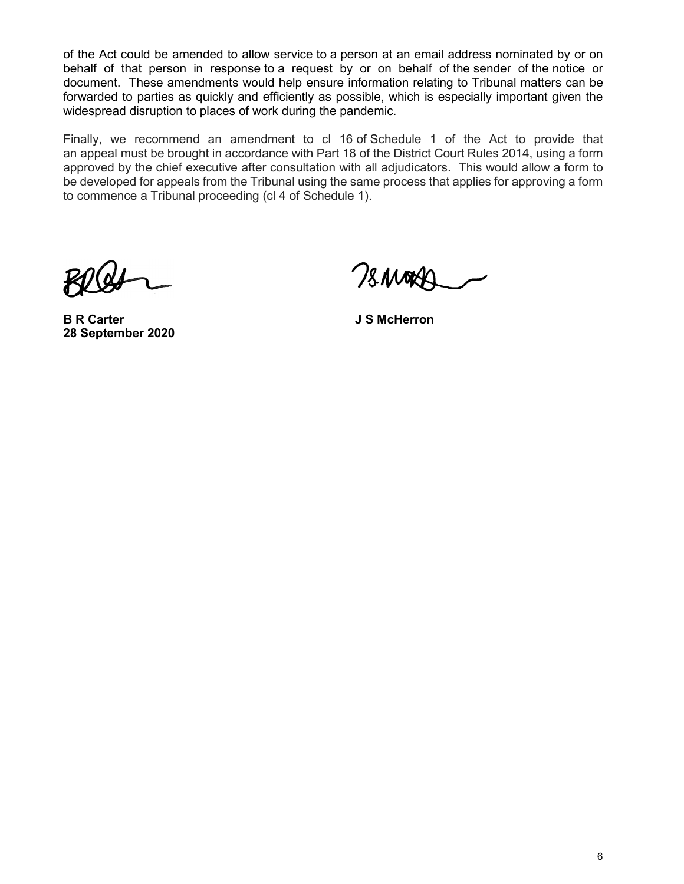of the Act could be amended to allow service to a person at an email address nominated by or on behalf of that person in response to a request by or on behalf of the sender of the notice or document. These amendments would help ensure information relating to Tribunal matters can be forwarded to parties as quickly and efficiently as possible, which is especially important given the widespread disruption to places of work during the pandemic.

Finally, we recommend an amendment to cl 16 of Schedule 1 of the Act to provide that an appeal must be brought in accordance with Part 18 of the District Court Rules 2014, using a form approved by the chief executive after consultation with all adjudicators. This would allow a form to be developed for appeals from the Tribunal using the same process that applies for approving a form to commence a Tribunal proceeding (cl 4 of Schedule 1).

**B R Carter**
**28 September 2020**

**J S McHerron**